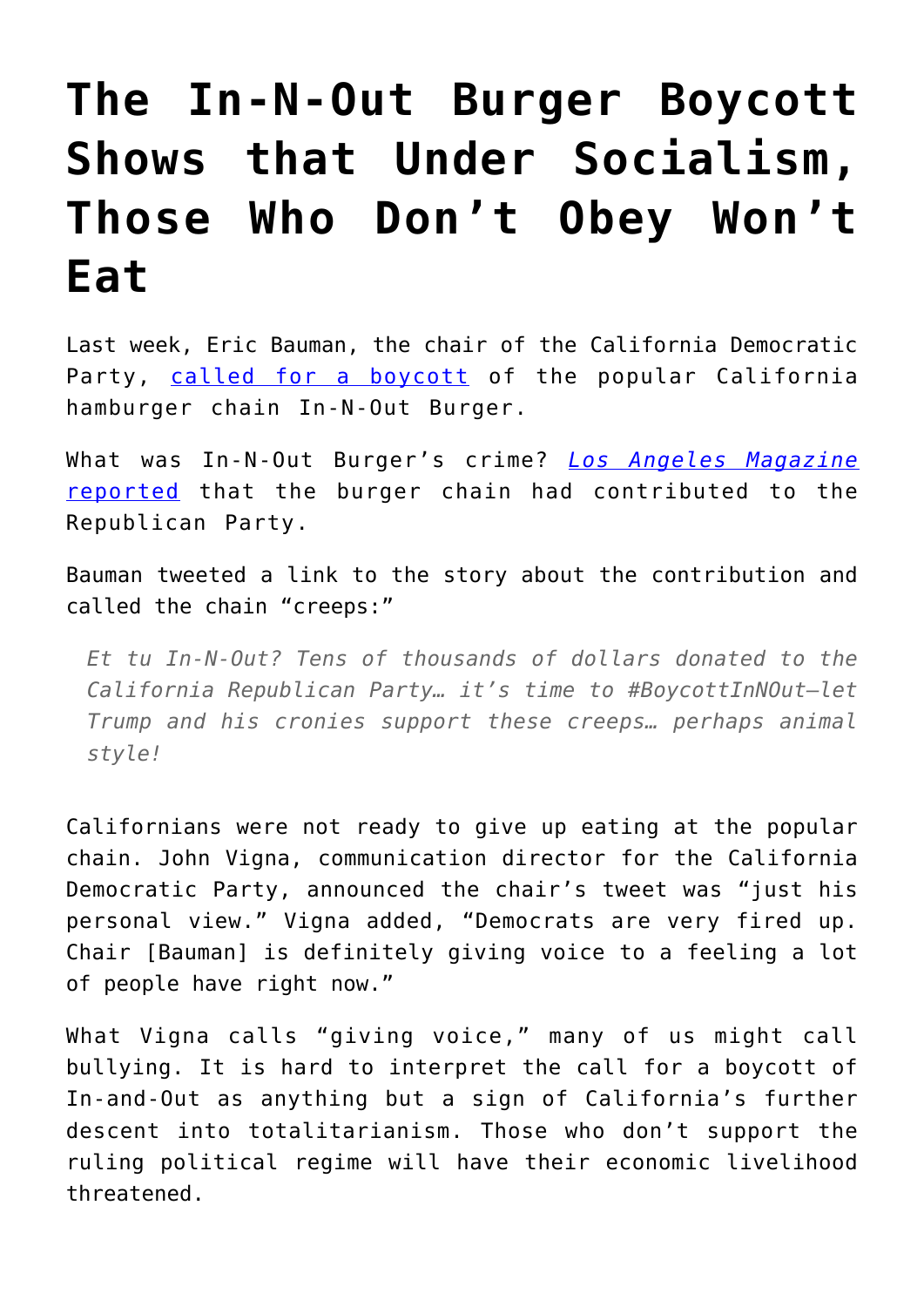# The In-N-Out Burger Boycott Shows that Under Socialism, Those Who Don't Obey Won't Eat

Last week, Eric Bauman, the chair of the California Democratic Party, [called for a boycott]() of the popular California hamburger chain In-N-Out Burger.

What was In-N-Out Burger's crime? [*Los Angeles Magazine* reported]() that the burger chain had contributed to the Republican Party.

Bauman tweeted a link to the story about the contribution and called the chain "creeps:"

> *Et tu In-N-Out? Tens of thousands of dollars donated to the California Republican Party… it's time to #BoycottInNOut—let Trump and his cronies support these creeps… perhaps animal style!*

Californians were not ready to give up eating at the popular chain. John Vigna, communication director for the California Democratic Party, announced the chair's tweet was "just his personal view." Vigna added, "Democrats are very fired up. Chair [Bauman] is definitely giving voice to a feeling a lot of people have right now."

What Vigna calls "giving voice," many of us might call bullying. It is hard to interpret the call for a boycott of In-and-Out as anything but a sign of California's further descent into totalitarianism. Those who don't support the ruling political regime will have their economic livelihood threatened.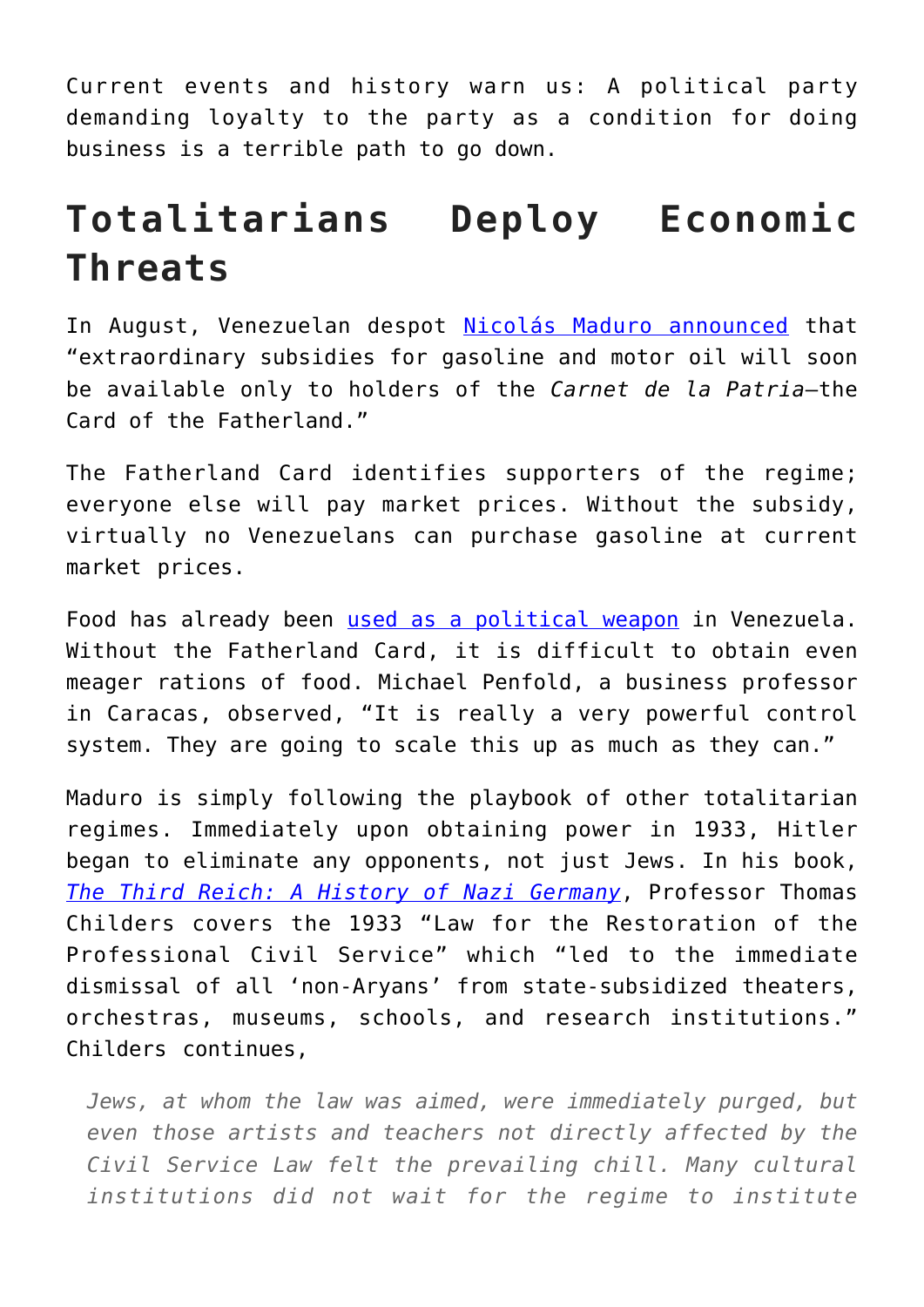Current events and history warn us: A political party demanding loyalty to the party as a condition for doing business is a terrible path to go down.

## Totalitarians Deploy Economic Threats

In August, Venezuelan despot Nicolás Maduro announced that "extraordinary subsidies for gasoline and motor oil will soon be available only to holders of the *Carnet de la Patria*—the Card of the Fatherland."

The Fatherland Card identifies supporters of the regime; everyone else will pay market prices. Without the subsidy, virtually no Venezuelans can purchase gasoline at current market prices.

Food has already been used as a political weapon in Venezuela. Without the Fatherland Card, it is difficult to obtain even meager rations of food. Michael Penfold, a business professor in Caracas, observed, "It is really a very powerful control system. They are going to scale this up as much as they can."

Maduro is simply following the playbook of other totalitarian regimes. Immediately upon obtaining power in 1933, Hitler began to eliminate any opponents, not just Jews. In his book, *The Third Reich: A History of Nazi Germany*, Professor Thomas Childers covers the 1933 "Law for the Restoration of the Professional Civil Service" which "led to the immediate dismissal of all 'non-Aryans' from state-subsidized theaters, orchestras, museums, schools, and research institutions." Childers continues,

> *Jews, at whom the law was aimed, were immediately purged, but even those artists and teachers not directly affected by the Civil Service Law felt the prevailing chill. Many cultural institutions did not wait for the regime to institute*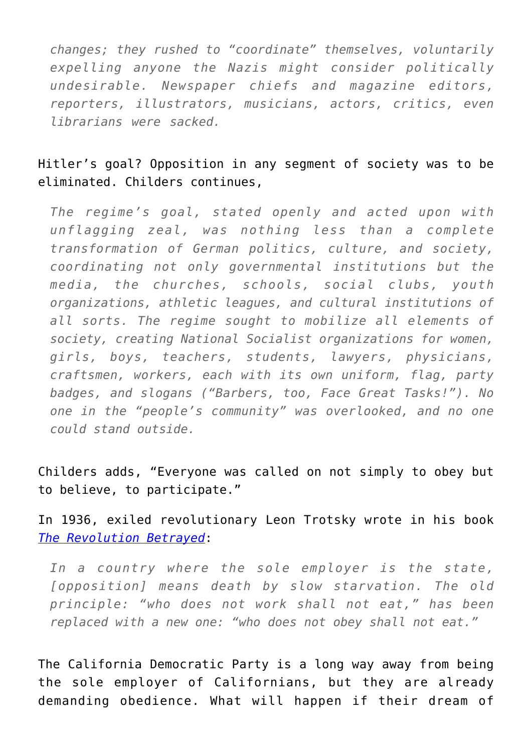> *changes; they rushed to "coordinate" themselves, voluntarily expelling anyone the Nazis might consider politically undesirable. Newspaper chiefs and magazine editors, reporters, illustrators, musicians, actors, critics, even librarians were sacked.*

Hitler's goal? Opposition in any segment of society was to be eliminated. Childers continues,

> *The regime's goal, stated openly and acted upon with unflagging zeal, was nothing less than a complete transformation of German politics, culture, and society, coordinating not only governmental institutions but the media, the churches, schools, social clubs, youth organizations, athletic leagues, and cultural institutions of all sorts. The regime sought to mobilize all elements of society, creating National Socialist organizations for women, girls, boys, teachers, students, lawyers, physicians, craftsmen, workers, each with its own uniform, flag, party badges, and slogans ("Barbers, too, Face Great Tasks!"). No one in the "people's community" was overlooked, and no one could stand outside.*

Childers adds, "Everyone was called on not simply to obey but to believe, to participate."

In 1936, exiled revolutionary Leon Trotsky wrote in his book *The Revolution Betrayed*:

> *In a country where the sole employer is the state, [opposition] means death by slow starvation. The old principle: "who does not work shall not eat," has been replaced with a new one: "who does not obey shall not eat."*

The California Democratic Party is a long way away from being the sole employer of Californians, but they are already demanding obedience. What will happen if their dream of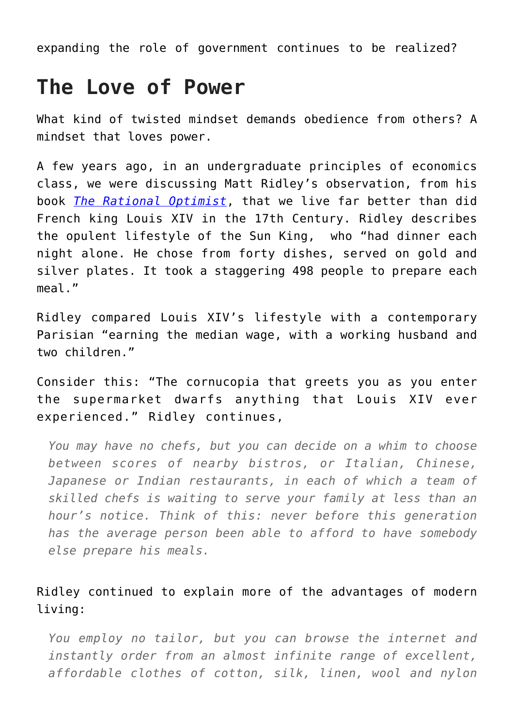expanding the role of government continues to be realized?

## The Love of Power

What kind of twisted mindset demands obedience from others? A mindset that loves power.

A few years ago, in an undergraduate principles of economics class, we were discussing Matt Ridley's observation, from his book *The Rational Optimist*, that we live far better than did French king Louis XIV in the 17th Century. Ridley describes the opulent lifestyle of the Sun King, who "had dinner each night alone. He chose from forty dishes, served on gold and silver plates. It took a staggering 498 people to prepare each meal."

Ridley compared Louis XIV's lifestyle with a contemporary Parisian "earning the median wage, with a working husband and two children."

Consider this: "The cornucopia that greets you as you enter the supermarket dwarfs anything that Louis XIV ever experienced." Ridley continues,

> *You may have no chefs, but you can decide on a whim to choose between scores of nearby bistros, or Italian, Chinese, Japanese or Indian restaurants, in each of which a team of skilled chefs is waiting to serve your family at less than an hour's notice. Think of this: never before this generation has the average person been able to afford to have somebody else prepare his meals.*

Ridley continued to explain more of the advantages of modern living:

> *You employ no tailor, but you can browse the internet and instantly order from an almost infinite range of excellent, affordable clothes of cotton, silk, linen, wool and nylon*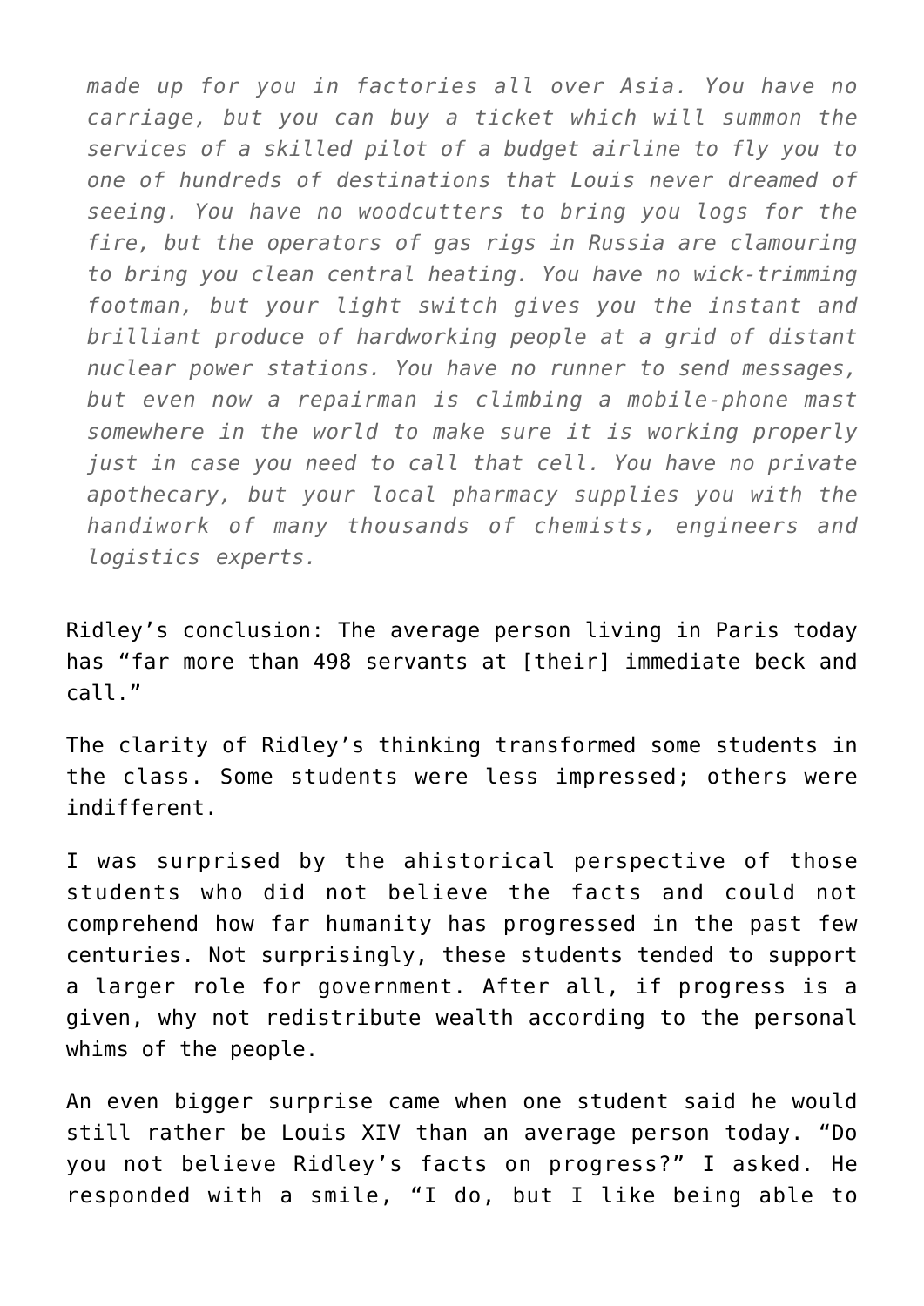> *made up for you in factories all over Asia. You have no carriage, but you can buy a ticket which will summon the services of a skilled pilot of a budget airline to fly you to one of hundreds of destinations that Louis never dreamed of seeing. You have no woodcutters to bring you logs for the fire, but the operators of gas rigs in Russia are clamouring to bring you clean central heating. You have no wick-trimming footman, but your light switch gives you the instant and brilliant produce of hardworking people at a grid of distant nuclear power stations. You have no runner to send messages, but even now a repairman is climbing a mobile-phone mast somewhere in the world to make sure it is working properly just in case you need to call that cell. You have no private apothecary, but your local pharmacy supplies you with the handiwork of many thousands of chemists, engineers and logistics experts.*

Ridley's conclusion: The average person living in Paris today has "far more than 498 servants at [their] immediate beck and call."

The clarity of Ridley's thinking transformed some students in the class. Some students were less impressed; others were indifferent.

I was surprised by the ahistorical perspective of those students who did not believe the facts and could not comprehend how far humanity has progressed in the past few centuries. Not surprisingly, these students tended to support a larger role for government. After all, if progress is a given, why not redistribute wealth according to the personal whims of the people.

An even bigger surprise came when one student said he would still rather be Louis XIV than an average person today. "Do you not believe Ridley's facts on progress?" I asked. He responded with a smile, "I do, but I like being able to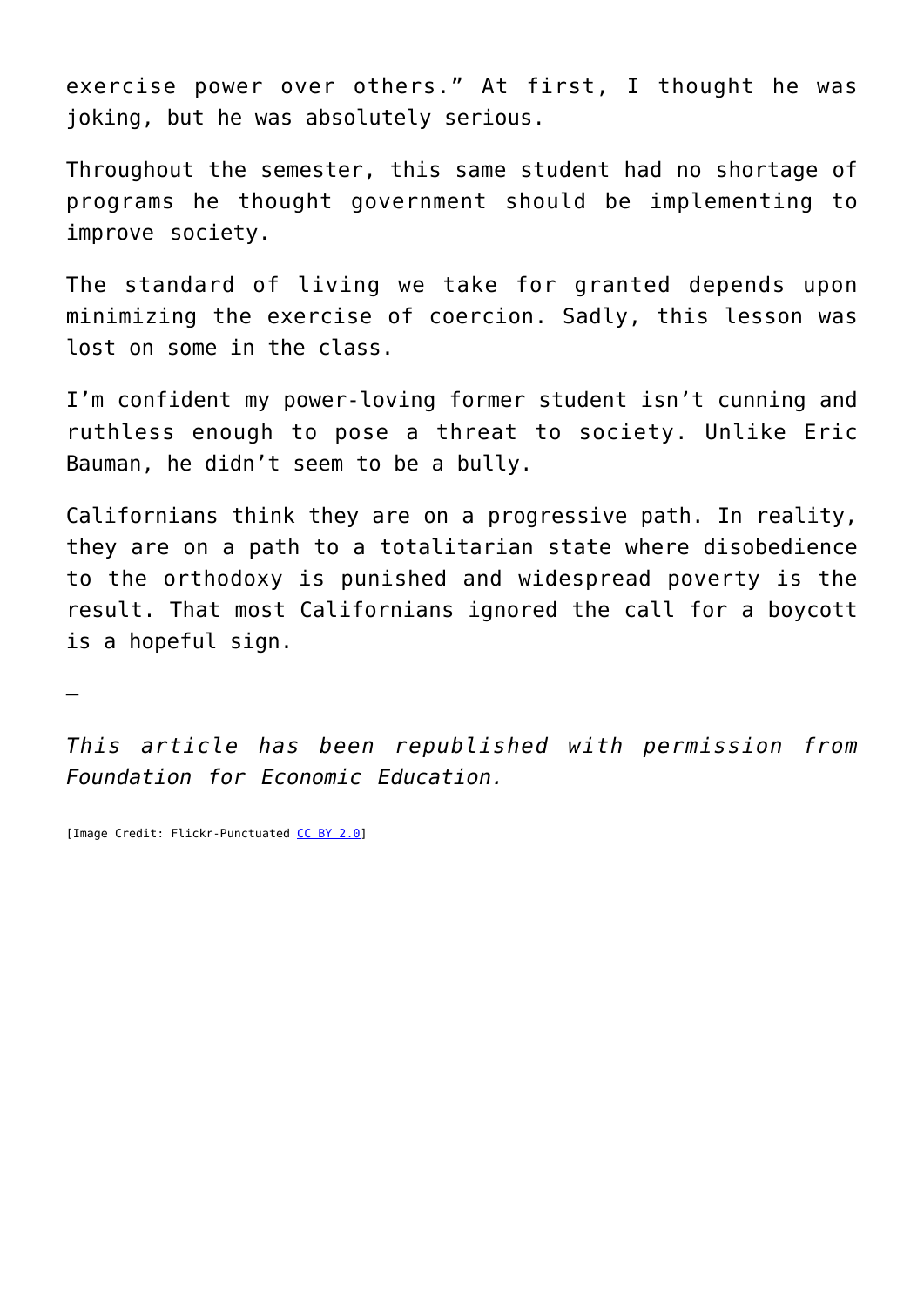exercise power over others." At first, I thought he was joking, but he was absolutely serious.

Throughout the semester, this same student had no shortage of programs he thought government should be implementing to improve society.

The standard of living we take for granted depends upon minimizing the exercise of coercion. Sadly, this lesson was lost on some in the class.

I'm confident my power-loving former student isn't cunning and ruthless enough to pose a threat to society. Unlike Eric Bauman, he didn't seem to be a bully.

Californians think they are on a progressive path. In reality, they are on a path to a totalitarian state where disobedience to the orthodoxy is punished and widespread poverty is the result. That most Californians ignored the call for a boycott is a hopeful sign.

—

*This article has been republished with permission from Foundation for Economic Education.*

[Image Credit: Flickr-Punctuated CC BY 2.0]